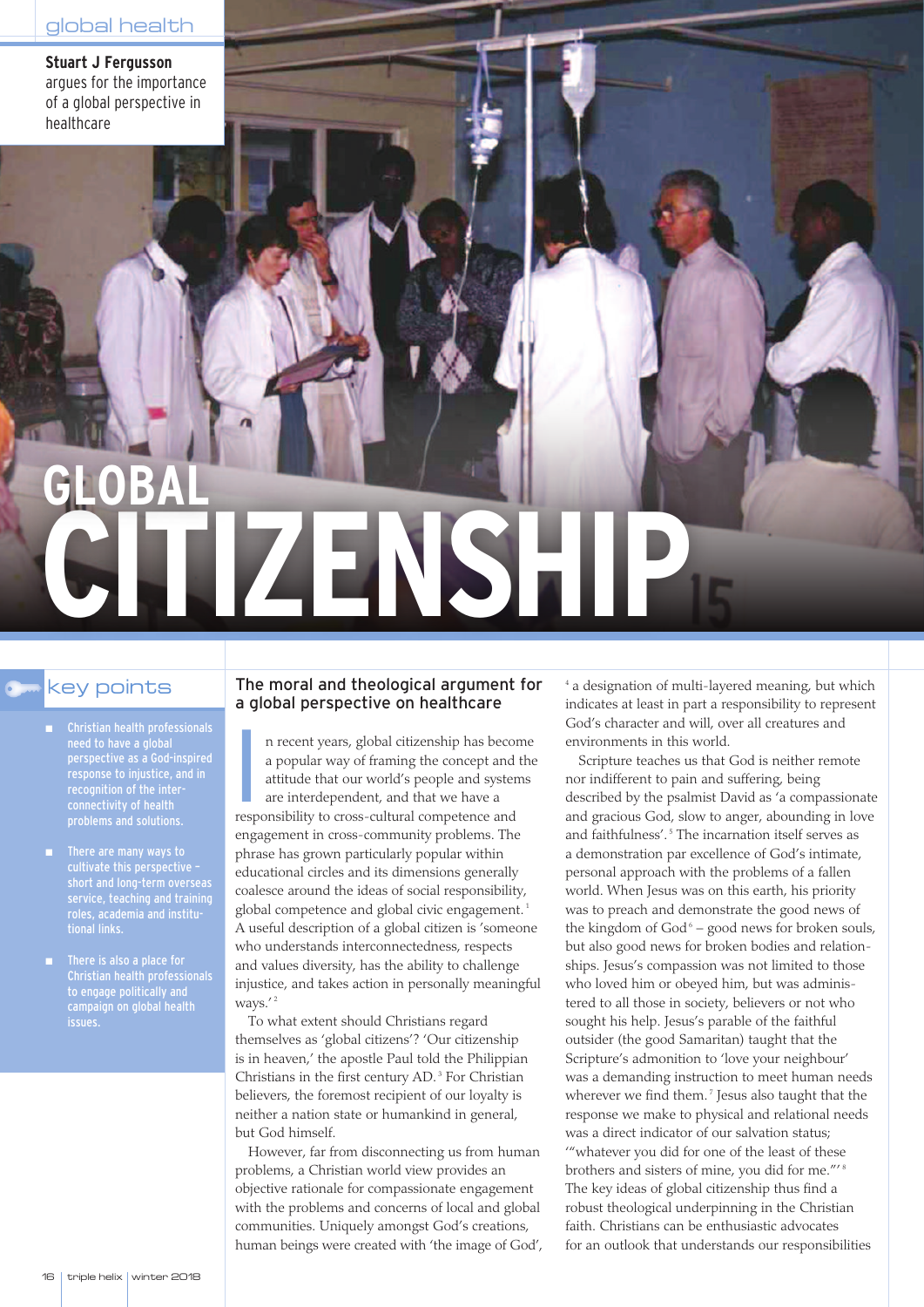# GLOBAL CITIZENSHIP

**Stuart J Fergusson** argues for the importance of a global perspective in healthcare

## key points

- Christian health professionals need to have a global perspective as a God-inspired response to injustice, and in recognition of the interconnectivity of health problems and solutions.
- There are many ways to cultivate this perspective – short and long-term overseas service, teaching and training roles, academia and institutional links.
- There is also a place for Christian health professionals to engage politically and campaign on global health issues.

## The moral and theological argument for a global perspective on healthcare

In recent years, global citizenship has become a popular way of framing the concept and the attitude that our world's people and systems are interdependent, and that we have a responsibility to cross-cultural competence and engagement in cross-community problems. The phrase has grown particularly popular within educational circles and its dimensions generally coalesce around the ideas of social responsibility, global competence and global civic engagement.[1] A useful description of a global citizen is 'someone who understands interconnectedness, respects and values diversity, has the ability to challenge injustice, and takes action in personally meaningful ways.'[2]

To what extent should Christians regard themselves as 'global citizens'? 'Our citizenship is in heaven,' the apostle Paul told the Philippian Christians in the first century AD.[3] For Christian believers, the foremost recipient of our loyalty is neither a nation state or humankind in general, but God himself.

However, far from disconnecting us from human problems, a Christian world view provides an objective rationale for compassionate engagement with the problems and concerns of local and global communities. Uniquely amongst God's creations, human beings were created with 'the image of God',[4] a designation of multi-layered meaning, but which indicates at least in part a responsibility to represent God's character and will, over all creatures and environments in this world.

Scripture teaches us that God is neither remote nor indifferent to pain and suffering, being described by the psalmist David as 'a compassionate and gracious God, slow to anger, abounding in love and faithfulness'.[5] The incarnation itself serves as a demonstration par excellence of God's intimate, personal approach with the problems of a fallen world. When Jesus was on this earth, his priority was to preach and demonstrate the good news of the kingdom of God[6] – good news for broken souls, but also good news for broken bodies and relationships. Jesus's compassion was not limited to those who loved him or obeyed him, but was administered to all those in society, believers or not who sought his help. Jesus's parable of the faithful outsider (the good Samaritan) taught that the Scripture's admonition to 'love your neighbour' was a demanding instruction to meet human needs wherever we find them.[7] Jesus also taught that the response we make to physical and relational needs was a direct indicator of our salvation status; '"whatever you did for one of the least of these brothers and sisters of mine, you did for me."'[8] The key ideas of global citizenship thus find a robust theological underpinning in the Christian faith. Christians can be enthusiastic advocates for an outlook that understands our responsibilities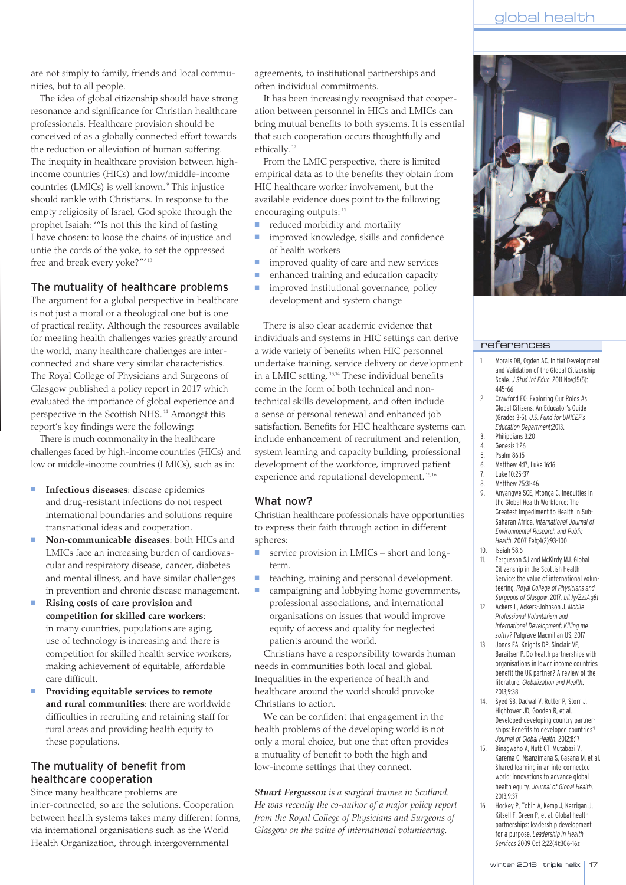are not simply to family, friends and local communities, but to all people.

The idea of global citizenship should have strong resonance and significance for Christian healthcare professionals. Healthcare provision should be conceived of as a globally connected effort towards the reduction or alleviation of human suffering. The inequity in healthcare provision between high-income countries (HICs) and low/middle-income countries (LMICs) is well known.[9] This injustice should rankle with Christians. In response to the empty religiosity of Israel, God spoke through the prophet Isaiah: '"Is not this the kind of fasting I have chosen: to loose the chains of injustice and untie the cords of the yoke, to set the oppressed free and break every yoke?"'[10]

## The mutuality of healthcare problems

The argument for a global perspective in healthcare is not just a moral or a theological one but is one of practical reality. Although the resources available for meeting health challenges varies greatly around the world, many healthcare challenges are inter-connected and share very similar characteristics. The Royal College of Physicians and Surgeons of Glasgow published a policy report in 2017 which evaluated the importance of global experience and perspective in the Scottish NHS.[11] Amongst this report's key findings were the following:

There is much commonality in the healthcare challenges faced by high-income countries (HICs) and low or middle-income countries (LMICs), such as in:

- **Infectious diseases**: disease epidemics and drug-resistant infections do not respect international boundaries and solutions require transnational ideas and cooperation.
- **Non-communicable diseases**: both HICs and LMICs face an increasing burden of cardiovascular and respiratory disease, cancer, diabetes and mental illness, and have similar challenges in prevention and chronic disease management.
- **Rising costs of care provision and competition for skilled care workers**: in many countries, populations are aging, use of technology is increasing and there is competition for skilled health service workers, making achievement of equitable, affordable care difficult.
- **Providing equitable services to remote and rural communities**: there are worldwide difficulties in recruiting and retaining staff for rural areas and providing health equity to these populations.

## The mutuality of benefit from healthcare cooperation

Since many healthcare problems are inter-connected, so are the solutions. Cooperation between health systems takes many different forms, via international organisations such as the World Health Organization, through intergovernmental agreements, to institutional partnerships and often individual commitments.

It has been increasingly recognised that cooperation between personnel in HICs and LMICs can bring mutual benefits to both systems. It is essential that such cooperation occurs thoughtfully and ethically.[12]

From the LMIC perspective, there is limited empirical data as to the benefits they obtain from HIC healthcare worker involvement, but the available evidence does point to the following encouraging outputs:[11]

- reduced morbidity and mortality
- improved knowledge, skills and confidence of health workers
- improved quality of care and new services
- enhanced training and education capacity
- improved institutional governance, policy development and system change

There is also clear academic evidence that individuals and systems in HIC settings can derive a wide variety of benefits when HIC personnel undertake training, service delivery or development in a LMIC setting.[13,14] These individual benefits come in the form of both technical and non-technical skills development, and often include a sense of personal renewal and enhanced job satisfaction. Benefits for HIC healthcare systems can include enhancement of recruitment and retention, system learning and capacity building, professional development of the workforce, improved patient experience and reputational development.[15,16]

## What now?

Christian healthcare professionals have opportunities to express their faith through action in different spheres:

- service provision in LMICs – short and long-term.
- teaching, training and personal development.
- campaigning and lobbying home governments, professional associations, and international organisations on issues that would improve equity of access and quality for neglected patients around the world.

Christians have a responsibility towards human needs in communities both local and global. Inequalities in the experience of health and healthcare around the world should provoke Christians to action.

We can be confident that engagement in the health problems of the developing world is not only a moral choice, but one that often provides a mutuality of benefit to both the high and low-income settings that they connect.

***Stuart Fergusson** is a surgical trainee in Scotland. He was recently the co-author of a major policy report from the Royal College of Physicians and Surgeons of Glasgow on the value of international volunteering.*

## references

1. Morais DB, Ogden AC. Initial Development and Validation of the Global Citizenship Scale. *J Stud Int Educ*. 2011 Nov;15(5): 445-66
2. Crawford EO. Exploring Our Roles As Global Citizens: An Educator's Guide (Grades 3-5). *U.S. Fund for UNICEF's Education Department*;2013.
3. Philippians 3:20
4. Genesis 1:26
5. Psalm 86:15
6. Matthew 4:17, Luke 16:16
7. Luke 10:25-37
8. Matthew 25:31-46
9. Anyangwe SCE, Mtonga C. Inequities in the Global Health Workforce: The Greatest Impediment to Health in Sub-Saharan Africa. *International Journal of Environmental Research and Public Health*. 2007 Feb;4(2):93-100
10. Isaiah 58:6
11. Fergusson SJ and McKirdy MJ. Global Citizenship in the Scottish Health Service: the value of international volunteering. *Royal College of Physicians and Surgeons of Glasgow*. 2017. *bit.ly/2zsAgBt*
12. Ackers L, Ackers-Johnson J. *Mobile Professional Voluntarism and International Development: Killing me softly?* Palgrave Macmillan US, 2017
13. Jones FA, Knights DP, Sinclair VF, Baraitser P. Do health partnerships with organisations in lower income countries benefit the UK partner? A review of the literature. *Globalization and Health*. 2013;9:38
14. Syed SB, Dadwal V, Rutter P, Storr J, Hightower JD, Gooden R, et al. Developed-developing country partnerships: Benefits to developed countries? *Journal of Global Health*. 2012;8:17
15. Binagwaho A, Nutt CT, Mutabazi V, Karema C, Nsanzimana S, Gasana M, et al. Shared learning in an interconnected world: innovations to advance global health equity. *Journal of Global Health*. 2013;9:37
16. Hockey P, Tobin A, Kemp J, Kerrigan J, Kitsell F, Green P, et al. Global health partnerships: leadership development for a purpose. *Leadership in Health Services* 2009 Oct 2;22(4):306-16z